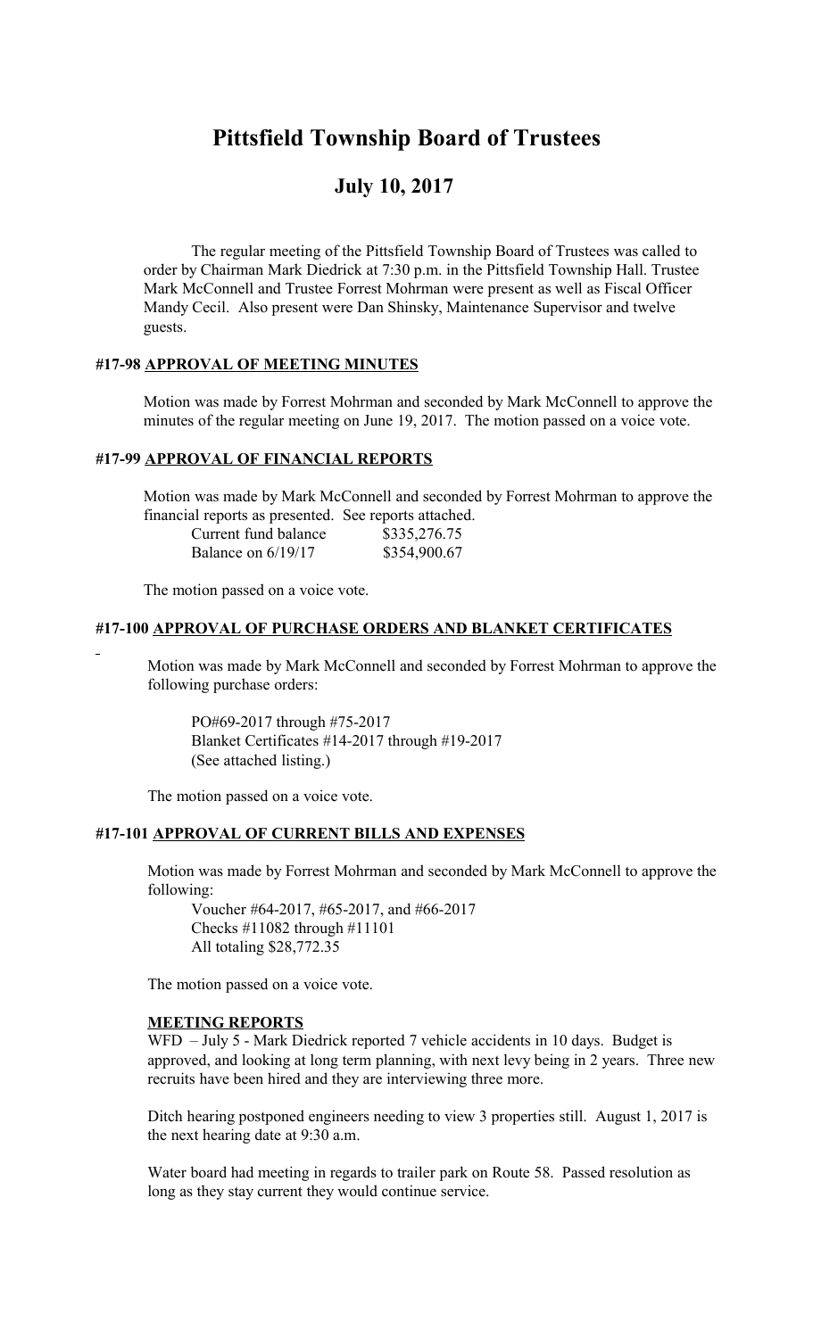# Pittsfield Township Board of Trustees

## July 10, 2017

The regular meeting of the Pittsfield Township Board of Trustees was called to order by Chairman Mark Diedrick at 7:30 p.m. in the Pittsfield Township Hall. Trustee Mark McConnell and Trustee Forrest Mohrman were present as well as Fiscal Officer Mandy Cecil. Also present were Dan Shinsky, Maintenance Supervisor and twelve guests.

### #17-98 APPROVAL OF MEETING MINUTES

Motion was made by Forrest Mohrman and seconded by Mark McConnell to approve the minutes of the regular meeting on June 19, 2017. The motion passed on a voice vote.

### #17-99 APPROVAL OF FINANCIAL REPORTS

Motion was made by Mark McConnell and seconded by Forrest Mohrman to approve the financial reports as presented. See reports attached.

| | |
|---|---|
| Current fund balance | $335,276.75 |
| Balance on 6/19/17 | $354,900.67 |

The motion passed on a voice vote.

### #17-100 APPROVAL OF PURCHASE ORDERS AND BLANKET CERTIFICATES

Motion was made by Mark McConnell and seconded by Forrest Mohrman to approve the following purchase orders:

PO#69-2017 through #75-2017
Blanket Certificates #14-2017 through #19-2017
(See attached listing.)

The motion passed on a voice vote.

### #17-101 APPROVAL OF CURRENT BILLS AND EXPENSES

Motion was made by Forrest Mohrman and seconded by Mark McConnell to approve the following:

Voucher #64-2017, #65-2017, and #66-2017
Checks #11082 through #11101
All totaling $28,772.35

The motion passed on a voice vote.

### MEETING REPORTS

WFD – July 5 - Mark Diedrick reported 7 vehicle accidents in 10 days. Budget is approved, and looking at long term planning, with next levy being in 2 years. Three new recruits have been hired and they are interviewing three more.

Ditch hearing postponed engineers needing to view 3 properties still. August 1, 2017 is the next hearing date at 9:30 a.m.

Water board had meeting in regards to trailer park on Route 58. Passed resolution as long as they stay current they would continue service.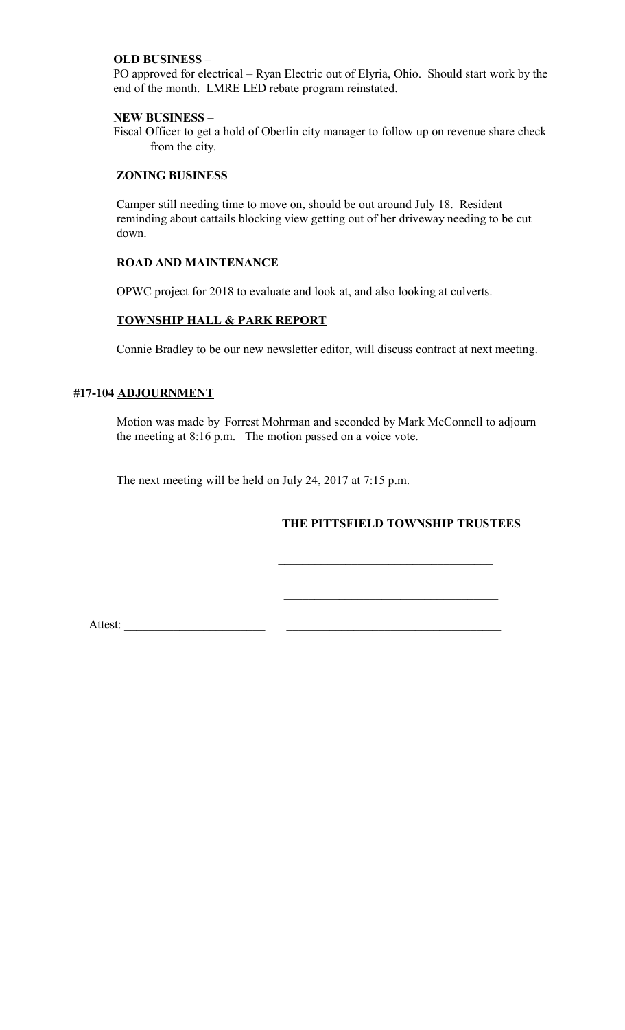**OLD BUSINESS** –

PO approved for electrical – Ryan Electric out of Elyria, Ohio. Should start work by the end of the month. LMRE LED rebate program reinstated.

**NEW BUSINESS –**

Fiscal Officer to get a hold of Oberlin city manager to follow up on revenue share check from the city.

**ZONING BUSINESS**

Camper still needing time to move on, should be out around July 18. Resident reminding about cattails blocking view getting out of her driveway needing to be cut down.

**ROAD AND MAINTENANCE**

OPWC project for 2018 to evaluate and look at, and also looking at culverts.

**TOWNSHIP HALL & PARK REPORT**

Connie Bradley to be our new newsletter editor, will discuss contract at next meeting.

**#17-104 ADJOURNMENT**

Motion was made by Forrest Mohrman and seconded by Mark McConnell to adjourn the meeting at 8:16 p.m. The motion passed on a voice vote.

The next meeting will be held on July 24, 2017 at 7:15 p.m.

**THE PITTSFIELD TOWNSHIP TRUSTEES**

\_\_\_\_\_\_\_\_\_\_\_\_\_\_\_\_\_\_\_\_\_\_\_\_\_\_\_\_\_\_\_\_\_\_

\_\_\_\_\_\_\_\_\_\_\_\_\_\_\_\_\_\_\_\_\_\_\_\_\_\_\_\_\_\_\_\_\_\_

Attest: \_\_\_\_\_\_\_\_\_\_\_\_\_\_\_\_\_\_\_\_\_\_\_ \_\_\_\_\_\_\_\_\_\_\_\_\_\_\_\_\_\_\_\_\_\_\_\_\_\_\_\_\_\_\_\_\_\_